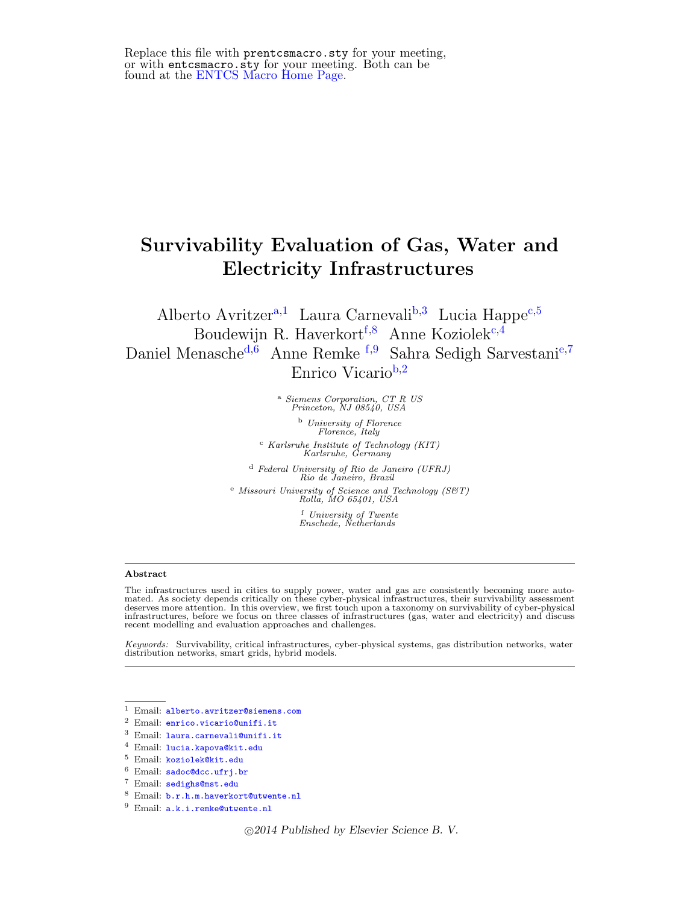Replace this file with `prentcsmacro.sty` for your meeting, or with `entcsmacro.sty` for your meeting. Both can be found at the ENTCS Macro Home Page.

# Survivability Evaluation of Gas, Water and Electricity Infrastructures

Alberto Avritzer[a,1] Laura Carnevali[b,3] Lucia Happe[c,5] Boudewijn R. Haverkort[f,8] Anne Koziolek[c,4] Daniel Menasche[d,6] Anne Remke [f,9] Sahra Sedigh Sarvestani[e,7] Enrico Vicario[b,2]

[a] *Siemens Corporation, CT R US Princeton, NJ 08540, USA*

[b] *University of Florence Florence, Italy*

[c] *Karlsruhe Institute of Technology (KIT) Karlsruhe, Germany*

[d] *Federal University of Rio de Janeiro (UFRJ) Rio de Janeiro, Brazil*

[e] *Missouri University of Science and Technology (S&T) Rolla, MO 65401, USA*

[f] *University of Twente Enschede, Netherlands*

## Abstract

The infrastructures used in cities to supply power, water and gas are consistently becoming more automated. As society depends critically on these cyber-physical infrastructures, their survivability assessment deserves more attention. In this overview, we first touch upon a taxonomy on survivability of cyber-physical infrastructures, before we focus on three classes of infrastructures (gas, water and electricity) and discuss recent modelling and evaluation approaches and challenges.

*Keywords:* Survivability, critical infrastructures, cyber-physical systems, gas distribution networks, water distribution networks, smart grids, hybrid models.

---

[1] Email: `alberto.avritzer@siemens.com`

[2] Email: `enrico.vicario@unifi.it`

[3] Email: `laura.carnevali@unifi.it`

[4] Email: `lucia.kapova@kit.edu`

[5] Email: `koziolek@kit.edu`

[6] Email: `sadoc@dcc.ufrj.br`

[7] Email: `sedighs@mst.edu`

[8] Email: `b.r.h.m.haverkort@utwente.nl`

[9] Email: `a.k.i.remke@utwente.nl`

©2014 Published by Elsevier Science B. V.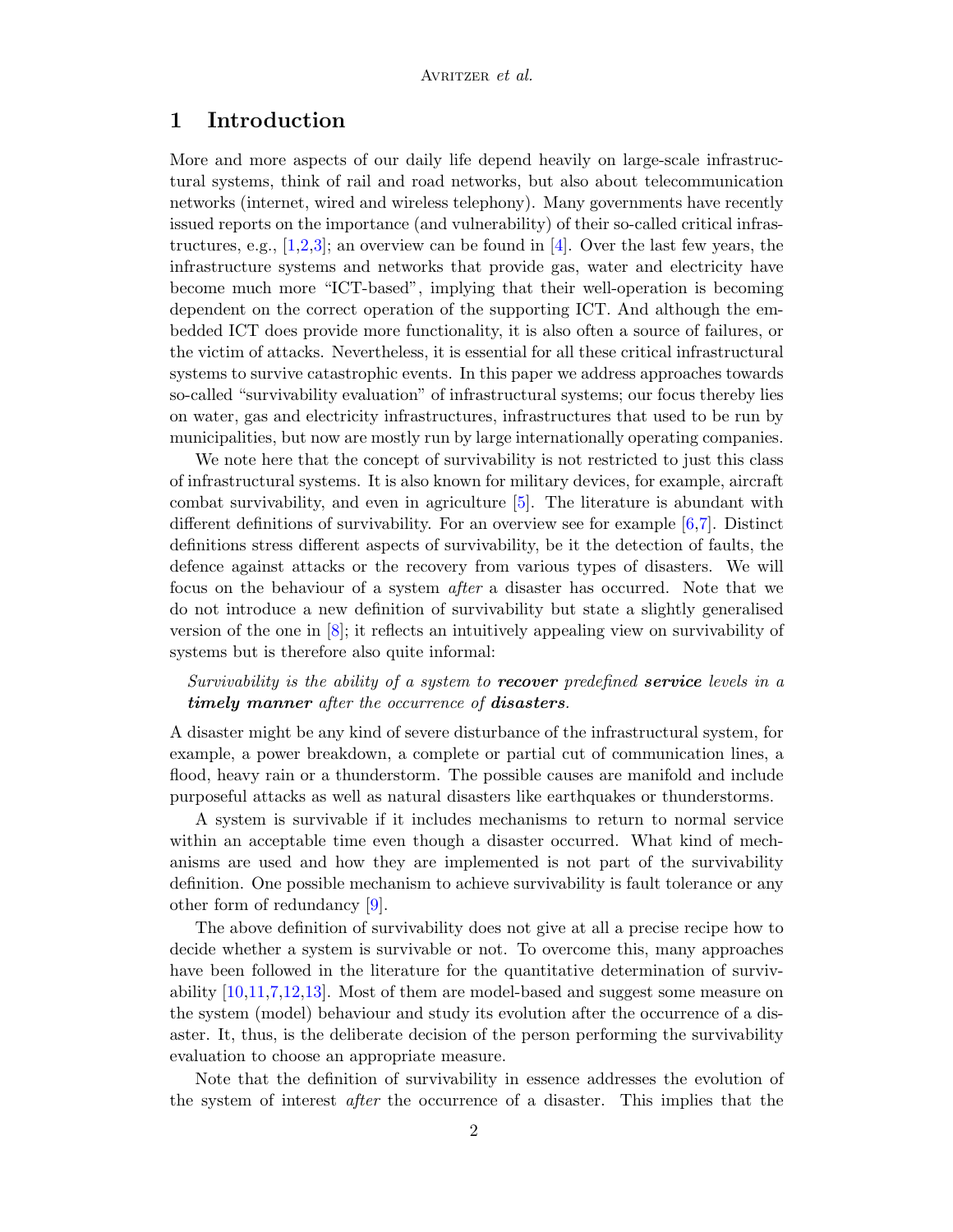## 1 Introduction

More and more aspects of our daily life depend heavily on large-scale infrastructural systems, think of rail and road networks, but also about telecommunication networks (internet, wired and wireless telephony). Many governments have recently issued reports on the importance (and vulnerability) of their so-called critical infrastructures, e.g., [1,2,3]; an overview can be found in [4]. Over the last few years, the infrastructure systems and networks that provide gas, water and electricity have become much more "ICT-based", implying that their well-operation is becoming dependent on the correct operation of the supporting ICT. And although the embedded ICT does provide more functionality, it is also often a source of failures, or the victim of attacks. Nevertheless, it is essential for all these critical infrastructural systems to survive catastrophic events. In this paper we address approaches towards so-called "survivability evaluation" of infrastructural systems; our focus thereby lies on water, gas and electricity infrastructures, infrastructures that used to be run by municipalities, but now are mostly run by large internationally operating companies.

We note here that the concept of survivability is not restricted to just this class of infrastructural systems. It is also known for military devices, for example, aircraft combat survivability, and even in agriculture [5]. The literature is abundant with different definitions of survivability. For an overview see for example [6,7]. Distinct definitions stress different aspects of survivability, be it the detection of faults, the defence against attacks or the recovery from various types of disasters. We will focus on the behaviour of a system *after* a disaster has occurred. Note that we do not introduce a new definition of survivability but state a slightly generalised version of the one in [8]; it reflects an intuitively appealing view on survivability of systems but is therefore also quite informal:

> *Survivability is the ability of a system to **recover** predefined **service** levels in a **timely manner** after the occurrence of **disasters**.*

A disaster might be any kind of severe disturbance of the infrastructural system, for example, a power breakdown, a complete or partial cut of communication lines, a flood, heavy rain or a thunderstorm. The possible causes are manifold and include purposeful attacks as well as natural disasters like earthquakes or thunderstorms.

A system is survivable if it includes mechanisms to return to normal service within an acceptable time even though a disaster occurred. What kind of mechanisms are used and how they are implemented is not part of the survivability definition. One possible mechanism to achieve survivability is fault tolerance or any other form of redundancy [9].

The above definition of survivability does not give at all a precise recipe how to decide whether a system is survivable or not. To overcome this, many approaches have been followed in the literature for the quantitative determination of survivability [10,11,7,12,13]. Most of them are model-based and suggest some measure on the system (model) behaviour and study its evolution after the occurrence of a disaster. It, thus, is the deliberate decision of the person performing the survivability evaluation to choose an appropriate measure.

Note that the definition of survivability in essence addresses the evolution of the system of interest *after* the occurrence of a disaster. This implies that the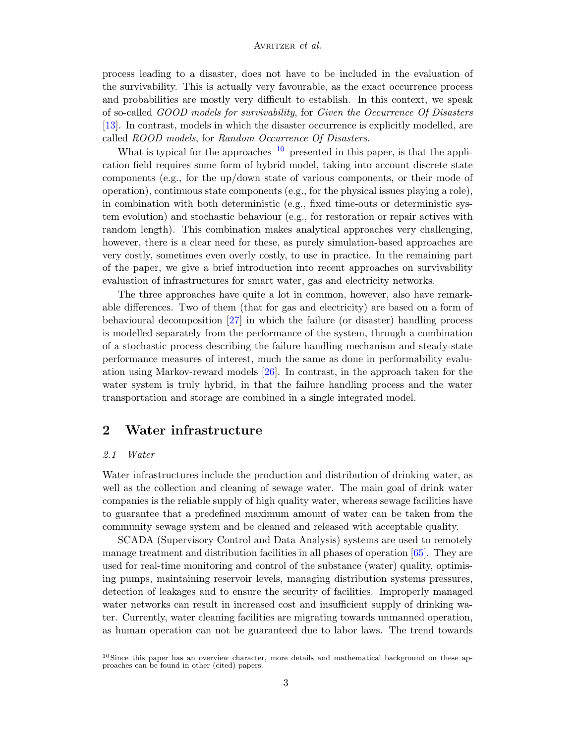process leading to a disaster, does not have to be included in the evaluation of the survivability. This is actually very favourable, as the exact occurrence process and probabilities are mostly very difficult to establish. In this context, we speak of so-called *GOOD models for survivability*, for *Given the Occurrence Of Disasters* [13]. In contrast, models in which the disaster occurrence is explicitly modelled, are called *ROOD models*, for *Random Occurrence Of Disasters*.

What is typical for the approaches [10] presented in this paper, is that the application field requires some form of hybrid model, taking into account discrete state components (e.g., for the up/down state of various components, or their mode of operation), continuous state components (e.g., for the physical issues playing a role), in combination with both deterministic (e.g., fixed time-outs or deterministic system evolution) and stochastic behaviour (e.g., for restoration or repair actives with random length). This combination makes analytical approaches very challenging, however, there is a clear need for these, as purely simulation-based approaches are very costly, sometimes even overly costly, to use in practice. In the remaining part of the paper, we give a brief introduction into recent approaches on survivability evaluation of infrastructures for smart water, gas and electricity networks.

The three approaches have quite a lot in common, however, also have remarkable differences. Two of them (that for gas and electricity) are based on a form of behavioural decomposition [27] in which the failure (or disaster) handling process is modelled separately from the performance of the system, through a combination of a stochastic process describing the failure handling mechanism and steady-state performance measures of interest, much the same as done in performability evaluation using Markov-reward models [26]. In contrast, in the approach taken for the water system is truly hybrid, in that the failure handling process and the water transportation and storage are combined in a single integrated model.

## 2 Water infrastructure

### 2.1 Water

Water infrastructures include the production and distribution of drinking water, as well as the collection and cleaning of sewage water. The main goal of drink water companies is the reliable supply of high quality water, whereas sewage facilities have to guarantee that a predefined maximum amount of water can be taken from the community sewage system and be cleaned and released with acceptable quality.

SCADA (Supervisory Control and Data Analysis) systems are used to remotely manage treatment and distribution facilities in all phases of operation [65]. They are used for real-time monitoring and control of the substance (water) quality, optimising pumps, maintaining reservoir levels, managing distribution systems pressures, detection of leakages and to ensure the security of facilities. Improperly managed water networks can result in increased cost and insufficient supply of drinking water. Currently, water cleaning facilities are migrating towards unmanned operation, as human operation can not be guaranteed due to labor laws. The trend towards

[10] Since this paper has an overview character, more details and mathematical background on these approaches can be found in other (cited) papers.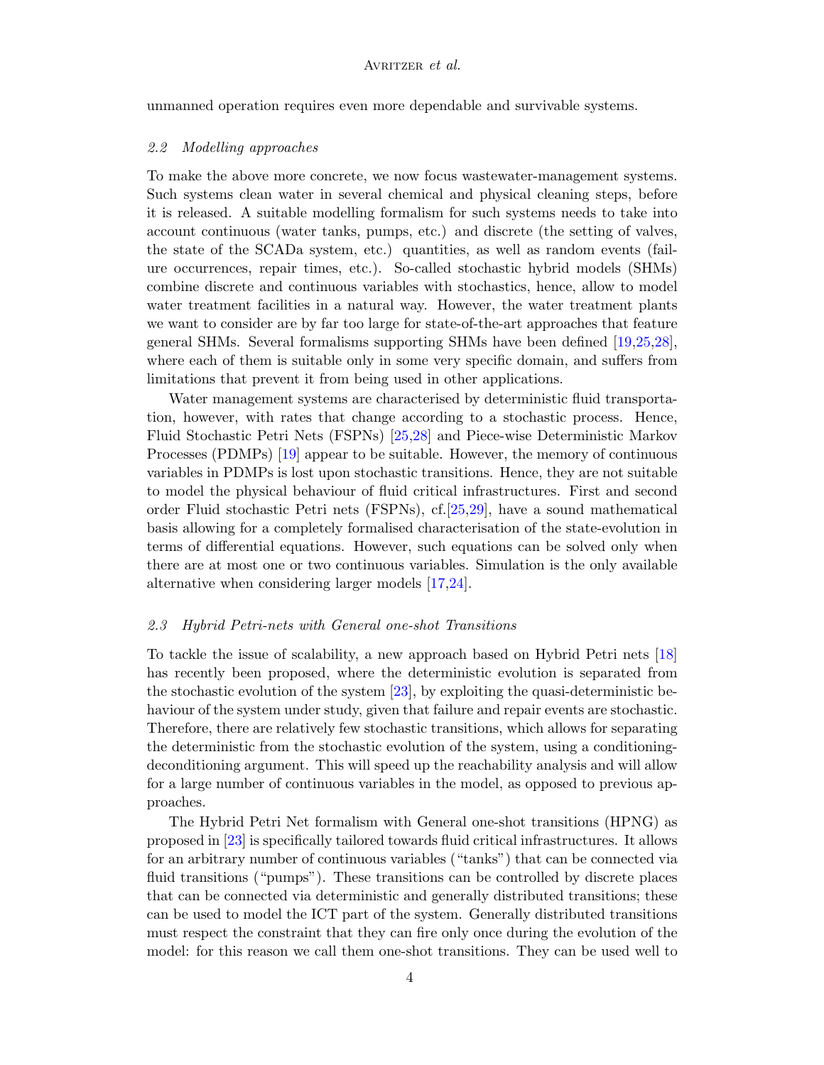unmanned operation requires even more dependable and survivable systems.

### *2.2 Modelling approaches*

To make the above more concrete, we now focus wastewater-management systems. Such systems clean water in several chemical and physical cleaning steps, before it is released. A suitable modelling formalism for such systems needs to take into account continuous (water tanks, pumps, etc.) and discrete (the setting of valves, the state of the SCADa system, etc.) quantities, as well as random events (failure occurrences, repair times, etc.). So-called stochastic hybrid models (SHMs) combine discrete and continuous variables with stochastics, hence, allow to model water treatment facilities in a natural way. However, the water treatment plants we want to consider are by far too large for state-of-the-art approaches that feature general SHMs. Several formalisms supporting SHMs have been defined [19,25,28], where each of them is suitable only in some very specific domain, and suffers from limitations that prevent it from being used in other applications.

Water management systems are characterised by deterministic fluid transportation, however, with rates that change according to a stochastic process. Hence, Fluid Stochastic Petri Nets (FSPNs) [25,28] and Piece-wise Deterministic Markov Processes (PDMPs) [19] appear to be suitable. However, the memory of continuous variables in PDMPs is lost upon stochastic transitions. Hence, they are not suitable to model the physical behaviour of fluid critical infrastructures. First and second order Fluid stochastic Petri nets (FSPNs), cf.[25,29], have a sound mathematical basis allowing for a completely formalised characterisation of the state-evolution in terms of differential equations. However, such equations can be solved only when there are at most one or two continuous variables. Simulation is the only available alternative when considering larger models [17,24].

### *2.3 Hybrid Petri-nets with General one-shot Transitions*

To tackle the issue of scalability, a new approach based on Hybrid Petri nets [18] has recently been proposed, where the deterministic evolution is separated from the stochastic evolution of the system [23], by exploiting the quasi-deterministic behaviour of the system under study, given that failure and repair events are stochastic. Therefore, there are relatively few stochastic transitions, which allows for separating the deterministic from the stochastic evolution of the system, using a conditioning-deconditioning argument. This will speed up the reachability analysis and will allow for a large number of continuous variables in the model, as opposed to previous approaches.

The Hybrid Petri Net formalism with General one-shot transitions (HPNG) as proposed in [23] is specifically tailored towards fluid critical infrastructures. It allows for an arbitrary number of continuous variables ("tanks") that can be connected via fluid transitions ("pumps"). These transitions can be controlled by discrete places that can be connected via deterministic and generally distributed transitions; these can be used to model the ICT part of the system. Generally distributed transitions must respect the constraint that they can fire only once during the evolution of the model: for this reason we call them one-shot transitions. They can be used well to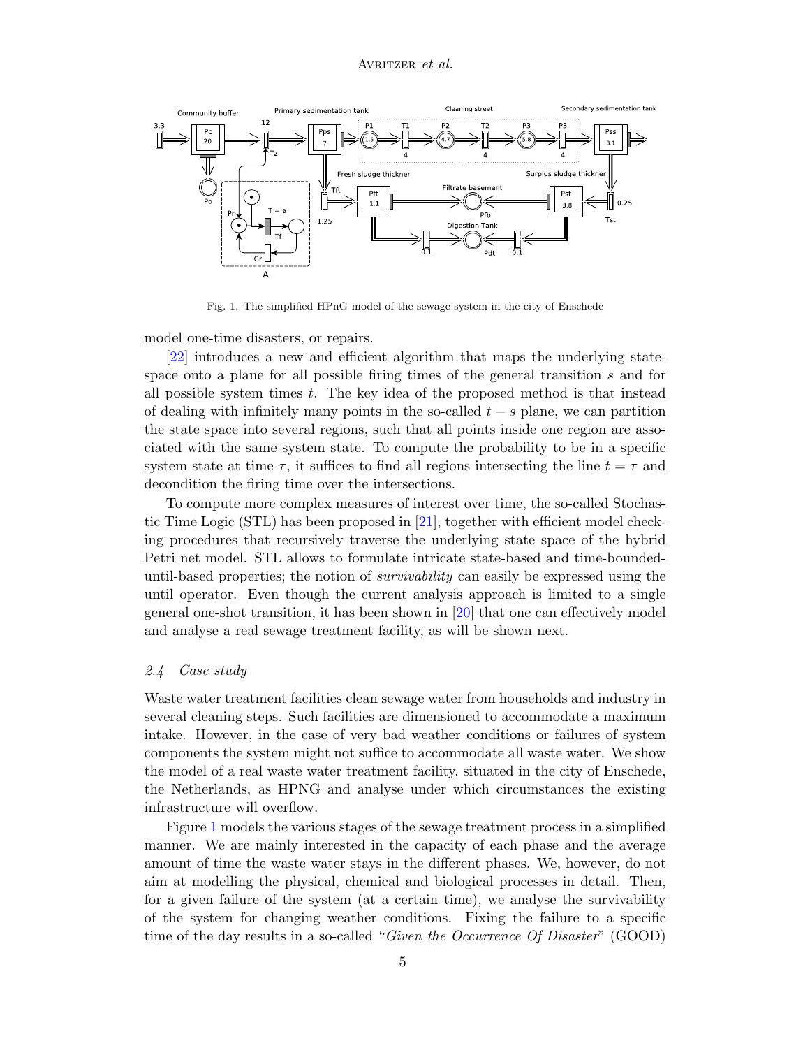Fig. 1. The simplified HPnG model of the sewage system in the city of Enschede

model one-time disasters, or repairs.

[22] introduces a new and efficient algorithm that maps the underlying state-space onto a plane for all possible firing times of the general transition $s$ and for all possible system times $t$. The key idea of the proposed method is that instead of dealing with infinitely many points in the so-called $t-s$ plane, we can partition the state space into several regions, such that all points inside one region are associated with the same system state. To compute the probability to be in a specific system state at time $\tau$, it suffices to find all regions intersecting the line $t = \tau$ and decondition the firing time over the intersections.

To compute more complex measures of interest over time, the so-called Stochastic Time Logic (STL) has been proposed in [21], together with efficient model checking procedures that recursively traverse the underlying state space of the hybrid Petri net model. STL allows to formulate intricate state-based and time-bounded-until-based properties; the notion of *survivability* can easily be expressed using the until operator. Even though the current analysis approach is limited to a single general one-shot transition, it has been shown in [20] that one can effectively model and analyse a real sewage treatment facility, as will be shown next.

### 2.4 Case study

Waste water treatment facilities clean sewage water from households and industry in several cleaning steps. Such facilities are dimensioned to accommodate a maximum intake. However, in the case of very bad weather conditions or failures of system components the system might not suffice to accommodate all waste water. We show the model of a real waste water treatment facility, situated in the city of Enschede, the Netherlands, as HPNG and analyse under which circumstances the existing infrastructure will overflow.

Figure 1 models the various stages of the sewage treatment process in a simplified manner. We are mainly interested in the capacity of each phase and the average amount of time the waste water stays in the different phases. We, however, do not aim at modelling the physical, chemical and biological processes in detail. Then, for a given failure of the system (at a certain time), we analyse the survivability of the system for changing weather conditions. Fixing the failure to a specific time of the day results in a so-called "*Given the Occurrence Of Disaster*" (GOOD)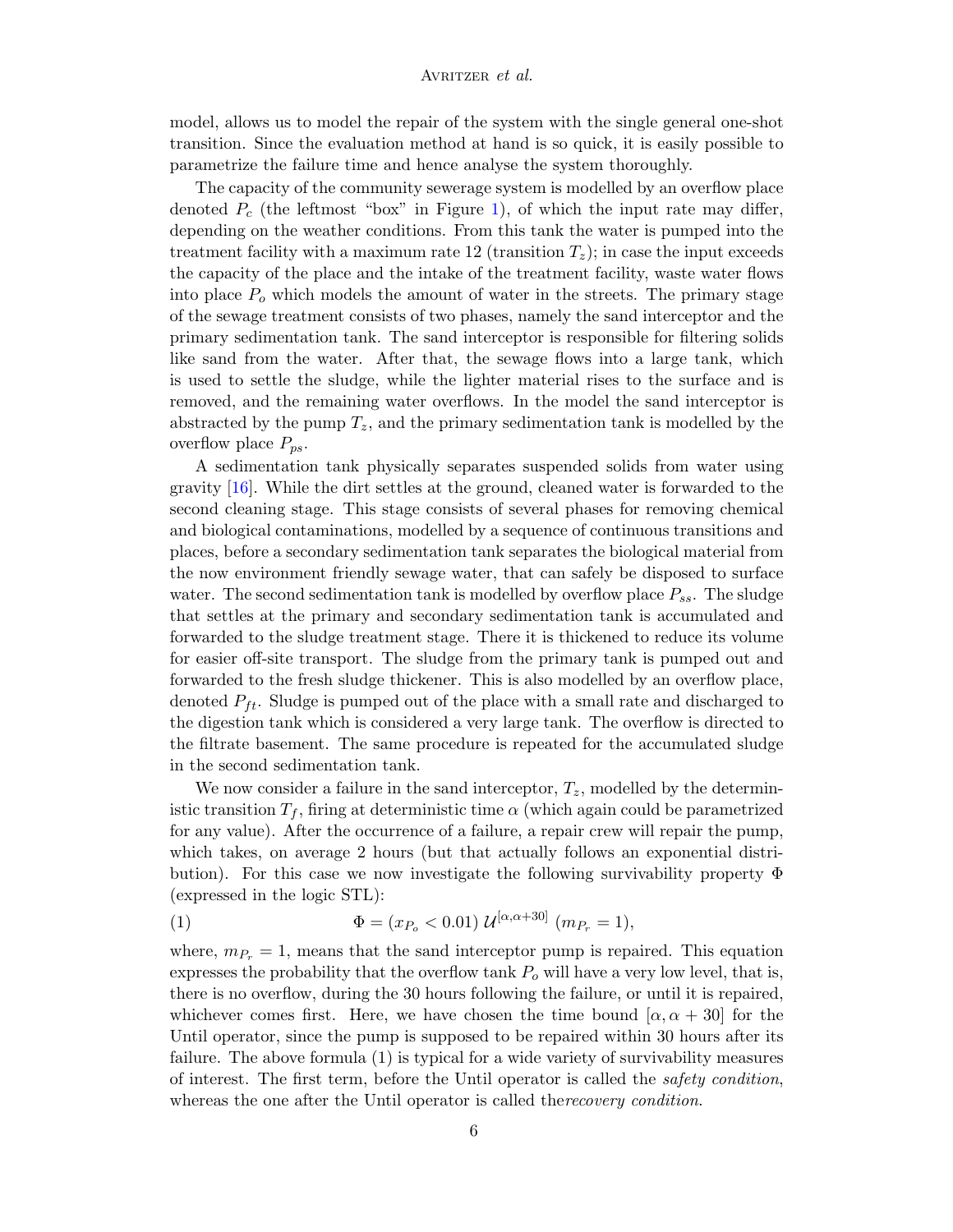model, allows us to model the repair of the system with the single general one-shot transition. Since the evaluation method at hand is so quick, it is easily possible to parametrize the failure time and hence analyse the system thoroughly.

The capacity of the community sewerage system is modelled by an overflow place denoted $P_c$ (the leftmost "box" in Figure 1), of which the input rate may differ, depending on the weather conditions. From this tank the water is pumped into the treatment facility with a maximum rate 12 (transition $T_z$); in case the input exceeds the capacity of the place and the intake of the treatment facility, waste water flows into place $P_o$ which models the amount of water in the streets. The primary stage of the sewage treatment consists of two phases, namely the sand interceptor and the primary sedimentation tank. The sand interceptor is responsible for filtering solids like sand from the water. After that, the sewage flows into a large tank, which is used to settle the sludge, while the lighter material rises to the surface and is removed, and the remaining water overflows. In the model the sand interceptor is abstracted by the pump $T_z$, and the primary sedimentation tank is modelled by the overflow place $P_{ps}$.

A sedimentation tank physically separates suspended solids from water using gravity [16]. While the dirt settles at the ground, cleaned water is forwarded to the second cleaning stage. This stage consists of several phases for removing chemical and biological contaminations, modelled by a sequence of continuous transitions and places, before a secondary sedimentation tank separates the biological material from the now environment friendly sewage water, that can safely be disposed to surface water. The second sedimentation tank is modelled by overflow place $P_{ss}$. The sludge that settles at the primary and secondary sedimentation tank is accumulated and forwarded to the sludge treatment stage. There it is thickened to reduce its volume for easier off-site transport. The sludge from the primary tank is pumped out and forwarded to the fresh sludge thickener. This is also modelled by an overflow place, denoted $P_{ft}$. Sludge is pumped out of the place with a small rate and discharged to the digestion tank which is considered a very large tank. The overflow is directed to the filtrate basement. The same procedure is repeated for the accumulated sludge in the second sedimentation tank.

We now consider a failure in the sand interceptor, $T_z$, modelled by the deterministic transition $T_f$, firing at deterministic time $\alpha$ (which again could be parametrized for any value). After the occurrence of a failure, a repair crew will repair the pump, which takes, on average 2 hours (but that actually follows an exponential distribution). For this case we now investigate the following survivability property $\Phi$ (expressed in the logic STL):

$$\Phi = (x_{P_o} < 0.01) \, \mathcal{U}^{[\alpha,\alpha+30]} \, (m_{P_r} = 1), \tag{1}$$

where, $m_{P_r} = 1$, means that the sand interceptor pump is repaired. This equation expresses the probability that the overflow tank $P_o$ will have a very low level, that is, there is no overflow, during the 30 hours following the failure, or until it is repaired, whichever comes first. Here, we have chosen the time bound $[\alpha, \alpha + 30]$ for the Until operator, since the pump is supposed to be repaired within 30 hours after its failure. The above formula (1) is typical for a wide variety of survivability measures of interest. The first term, before the Until operator is called the *safety condition*, whereas the one after the Until operator is called the*recovery condition*.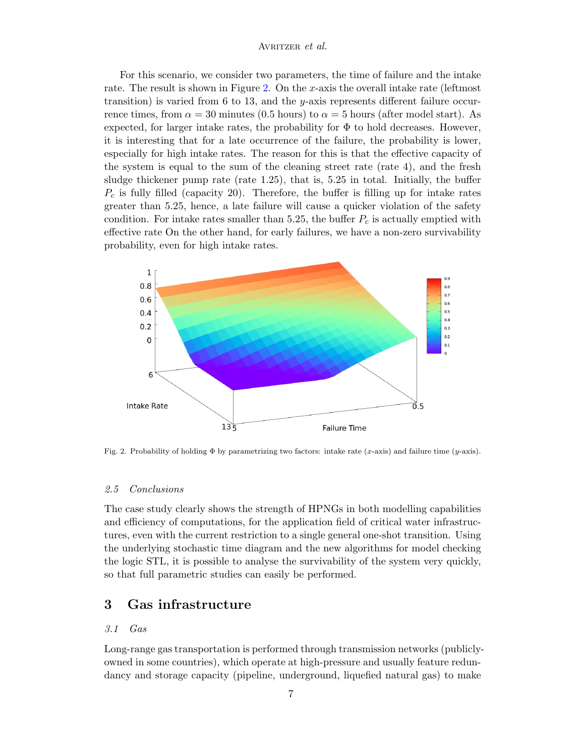For this scenario, we consider two parameters, the time of failure and the intake rate. The result is shown in Figure 2. On the $x$-axis the overall intake rate (leftmost transition) is varied from 6 to 13, and the $y$-axis represents different failure occurrence times, from $\alpha = 30$ minutes (0.5 hours) to $\alpha = 5$ hours (after model start). As expected, for larger intake rates, the probability for $\Phi$ to hold decreases. However, it is interesting that for a late occurrence of the failure, the probability is lower, especially for high intake rates. The reason for this is that the effective capacity of the system is equal to the sum of the cleaning street rate (rate 4), and the fresh sludge thickener pump rate (rate 1.25), that is, 5.25 in total. Initially, the buffer $P_c$ is fully filled (capacity 20). Therefore, the buffer is filling up for intake rates greater than 5.25, hence, a late failure will cause a quicker violation of the safety condition. For intake rates smaller than 5.25, the buffer $P_c$ is actually emptied with effective rate On the other hand, for early failures, we have a non-zero survivability probability, even for high intake rates.

Fig. 2. Probability of holding $\Phi$ by parametrizing two factors: intake rate ($x$-axis) and failure time ($y$-axis).

### *2.5 Conclusions*

The case study clearly shows the strength of HPNGs in both modelling capabilities and efficiency of computations, for the application field of critical water infrastructures, even with the current restriction to a single general one-shot transition. Using the underlying stochastic time diagram and the new algorithms for model checking the logic STL, it is possible to analyse the survivability of the system very quickly, so that full parametric studies can easily be performed.

## 3 Gas infrastructure

### *3.1 Gas*

Long-range gas transportation is performed through transmission networks (publicly-owned in some countries), which operate at high-pressure and usually feature redundancy and storage capacity (pipeline, underground, liquefied natural gas) to make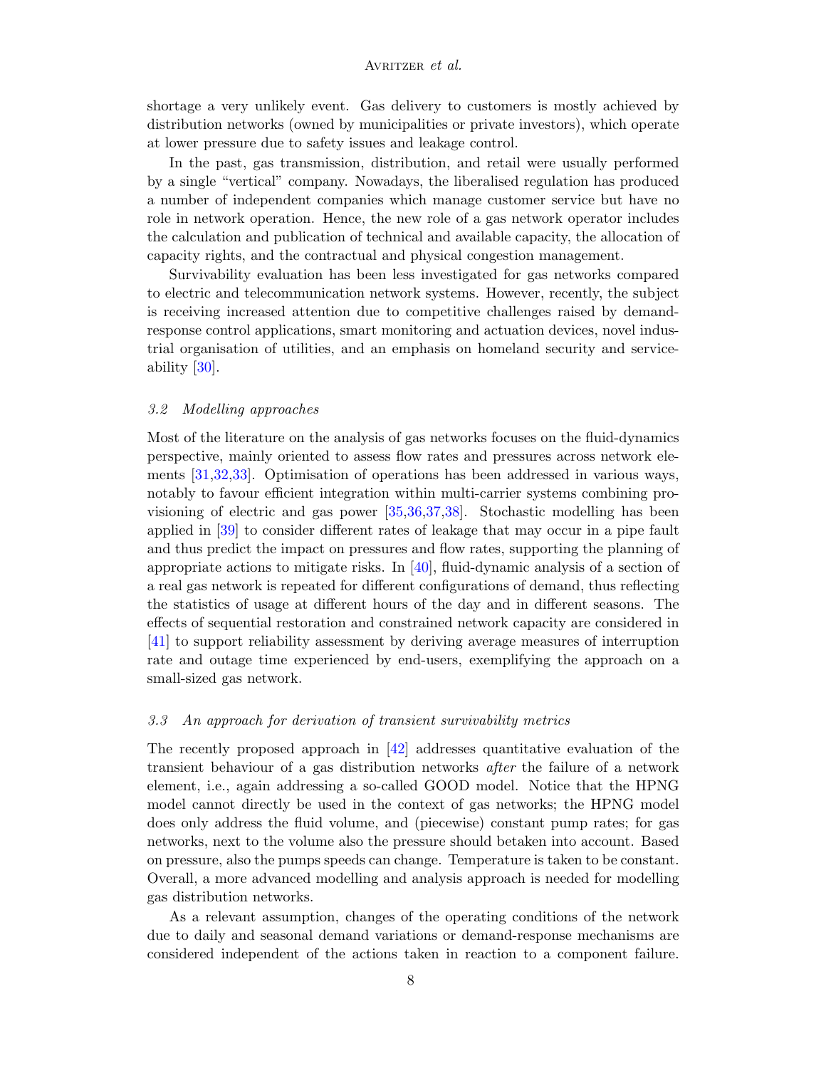shortage a very unlikely event. Gas delivery to customers is mostly achieved by distribution networks (owned by municipalities or private investors), which operate at lower pressure due to safety issues and leakage control.

In the past, gas transmission, distribution, and retail were usually performed by a single “vertical” company. Nowadays, the liberalised regulation has produced a number of independent companies which manage customer service but have no role in network operation. Hence, the new role of a gas network operator includes the calculation and publication of technical and available capacity, the allocation of capacity rights, and the contractual and physical congestion management.

Survivability evaluation has been less investigated for gas networks compared to electric and telecommunication network systems. However, recently, the subject is receiving increased attention due to competitive challenges raised by demand-response control applications, smart monitoring and actuation devices, novel industrial organisation of utilities, and an emphasis on homeland security and serviceability [30].

### *3.2 Modelling approaches*

Most of the literature on the analysis of gas networks focuses on the fluid-dynamics perspective, mainly oriented to assess flow rates and pressures across network elements [31,32,33]. Optimisation of operations has been addressed in various ways, notably to favour efficient integration within multi-carrier systems combining provisioning of electric and gas power [35,36,37,38]. Stochastic modelling has been applied in [39] to consider different rates of leakage that may occur in a pipe fault and thus predict the impact on pressures and flow rates, supporting the planning of appropriate actions to mitigate risks. In [40], fluid-dynamic analysis of a section of a real gas network is repeated for different configurations of demand, thus reflecting the statistics of usage at different hours of the day and in different seasons. The effects of sequential restoration and constrained network capacity are considered in [41] to support reliability assessment by deriving average measures of interruption rate and outage time experienced by end-users, exemplifying the approach on a small-sized gas network.

### *3.3 An approach for derivation of transient survivability metrics*

The recently proposed approach in [42] addresses quantitative evaluation of the transient behaviour of a gas distribution networks *after* the failure of a network element, i.e., again addressing a so-called GOOD model. Notice that the HPNG model cannot directly be used in the context of gas networks; the HPNG model does only address the fluid volume, and (piecewise) constant pump rates; for gas networks, next to the volume also the pressure should betaken into account. Based on pressure, also the pumps speeds can change. Temperature is taken to be constant. Overall, a more advanced modelling and analysis approach is needed for modelling gas distribution networks.

As a relevant assumption, changes of the operating conditions of the network due to daily and seasonal demand variations or demand-response mechanisms are considered independent of the actions taken in reaction to a component failure.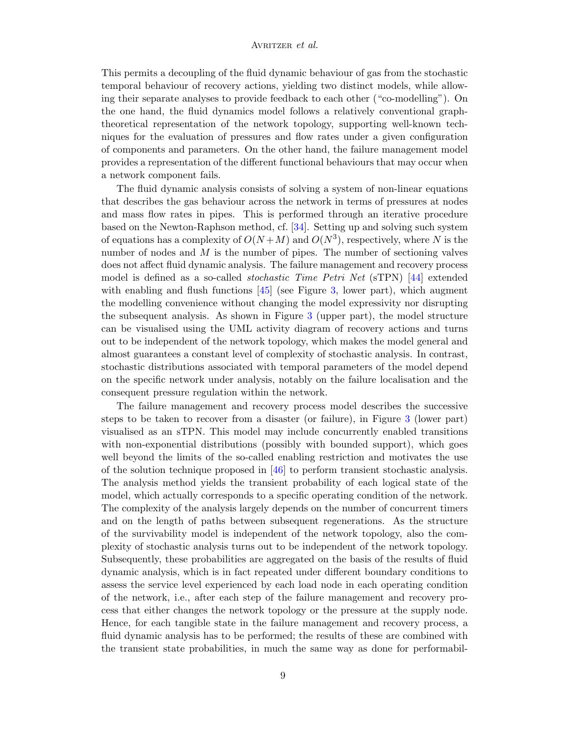This permits a decoupling of the fluid dynamic behaviour of gas from the stochastic temporal behaviour of recovery actions, yielding two distinct models, while allowing their separate analyses to provide feedback to each other ("co-modelling"). On the one hand, the fluid dynamics model follows a relatively conventional graph-theoretical representation of the network topology, supporting well-known techniques for the evaluation of pressures and flow rates under a given configuration of components and parameters. On the other hand, the failure management model provides a representation of the different functional behaviours that may occur when a network component fails.

The fluid dynamic analysis consists of solving a system of non-linear equations that describes the gas behaviour across the network in terms of pressures at nodes and mass flow rates in pipes. This is performed through an iterative procedure based on the Newton-Raphson method, cf. [34]. Setting up and solving such system of equations has a complexity of $O(N+M)$ and $O(N^3)$, respectively, where $N$ is the number of nodes and $M$ is the number of pipes. The number of sectioning valves does not affect fluid dynamic analysis. The failure management and recovery process model is defined as a so-called *stochastic Time Petri Net* (sTPN) [44] extended with enabling and flush functions [45] (see Figure 3, lower part), which augment the modelling convenience without changing the model expressivity nor disrupting the subsequent analysis. As shown in Figure 3 (upper part), the model structure can be visualised using the UML activity diagram of recovery actions and turns out to be independent of the network topology, which makes the model general and almost guarantees a constant level of complexity of stochastic analysis. In contrast, stochastic distributions associated with temporal parameters of the model depend on the specific network under analysis, notably on the failure localisation and the consequent pressure regulation within the network.

The failure management and recovery process model describes the successive steps to be taken to recover from a disaster (or failure), in Figure 3 (lower part) visualised as an sTPN. This model may include concurrently enabled transitions with non-exponential distributions (possibly with bounded support), which goes well beyond the limits of the so-called enabling restriction and motivates the use of the solution technique proposed in [46] to perform transient stochastic analysis. The analysis method yields the transient probability of each logical state of the model, which actually corresponds to a specific operating condition of the network. The complexity of the analysis largely depends on the number of concurrent timers and on the length of paths between subsequent regenerations. As the structure of the survivability model is independent of the network topology, also the complexity of stochastic analysis turns out to be independent of the network topology. Subsequently, these probabilities are aggregated on the basis of the results of fluid dynamic analysis, which is in fact repeated under different boundary conditions to assess the service level experienced by each load node in each operating condition of the network, i.e., after each step of the failure management and recovery process that either changes the network topology or the pressure at the supply node. Hence, for each tangible state in the failure management and recovery process, a fluid dynamic analysis has to be performed; the results of these are combined with the transient state probabilities, in much the same way as done for performabil-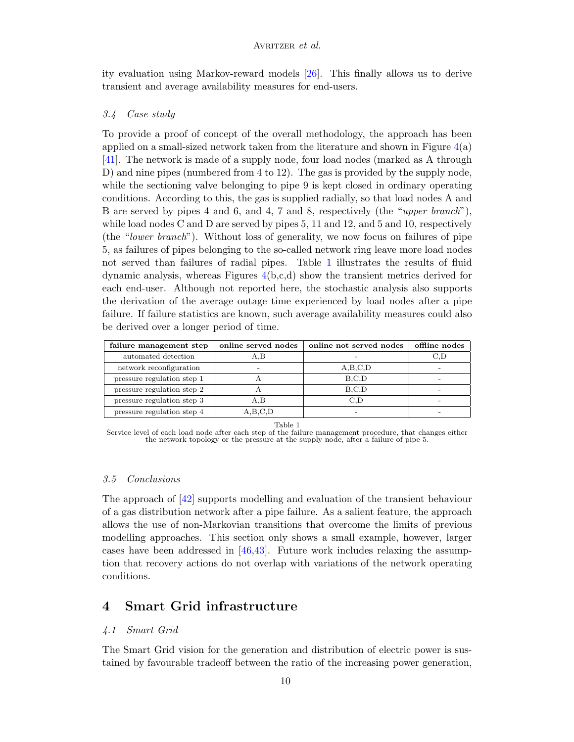ity evaluation using Markov-reward models [26]. This finally allows us to derive transient and average availability measures for end-users.

### 3.4 Case study

To provide a proof of concept of the overall methodology, the approach has been applied on a small-sized network taken from the literature and shown in Figure 4(a) [41]. The network is made of a supply node, four load nodes (marked as A through D) and nine pipes (numbered from 4 to 12). The gas is provided by the supply node, while the sectioning valve belonging to pipe 9 is kept closed in ordinary operating conditions. According to this, the gas is supplied radially, so that load nodes A and B are served by pipes 4 and 6, and 4, 7 and 8, respectively (the "*upper branch*"), while load nodes C and D are served by pipes 5, 11 and 12, and 5 and 10, respectively (the "*lower branch*"). Without loss of generality, we now focus on failures of pipe 5, as failures of pipes belonging to the so-called network ring leave more load nodes not served than failures of radial pipes. Table 1 illustrates the results of fluid dynamic analysis, whereas Figures 4(b,c,d) show the transient metrics derived for each end-user. Although not reported here, the stochastic analysis also supports the derivation of the average outage time experienced by load nodes after a pipe failure. If failure statistics are known, such average availability measures could also be derived over a longer period of time.

| failure management step | online served nodes | online not served nodes | offline nodes |
|---|---|---|---|
| automated detection | A,B | - | C,D |
| network reconfiguration | - | A,B,C,D | - |
| pressure regulation step 1 | A | B,C,D | - |
| pressure regulation step 2 | A | B,C,D | - |
| pressure regulation step 3 | A,B | C,D | - |
| pressure regulation step 4 | A,B,C,D | - | - |

Table 1
Service level of each load node after each step of the failure management procedure, that changes either the network topology or the pressure at the supply node, after a failure of pipe 5.

### 3.5 Conclusions

The approach of [42] supports modelling and evaluation of the transient behaviour of a gas distribution network after a pipe failure. As a salient feature, the approach allows the use of non-Markovian transitions that overcome the limits of previous modelling approaches. This section only shows a small example, however, larger cases have been addressed in [46,43]. Future work includes relaxing the assumption that recovery actions do not overlap with variations of the network operating conditions.

## 4 Smart Grid infrastructure

### 4.1 Smart Grid

The Smart Grid vision for the generation and distribution of electric power is sustained by favourable tradeoff between the ratio of the increasing power generation,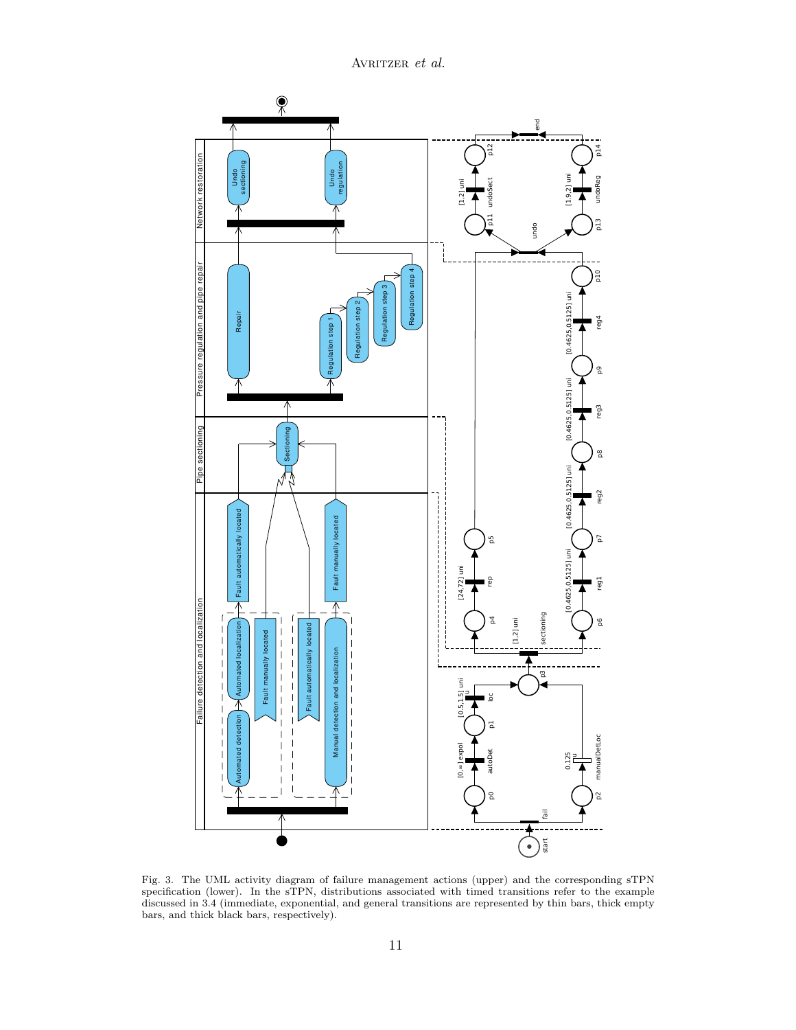Fig. 3. The UML activity diagram of failure management actions (upper) and the corresponding sTPN specification (lower). In the sTPN, distributions associated with timed transitions refer to the example discussed in 3.4 (immediate, exponential, and general transitions are represented by thin bars, thick empty bars, and thick black bars, respectively).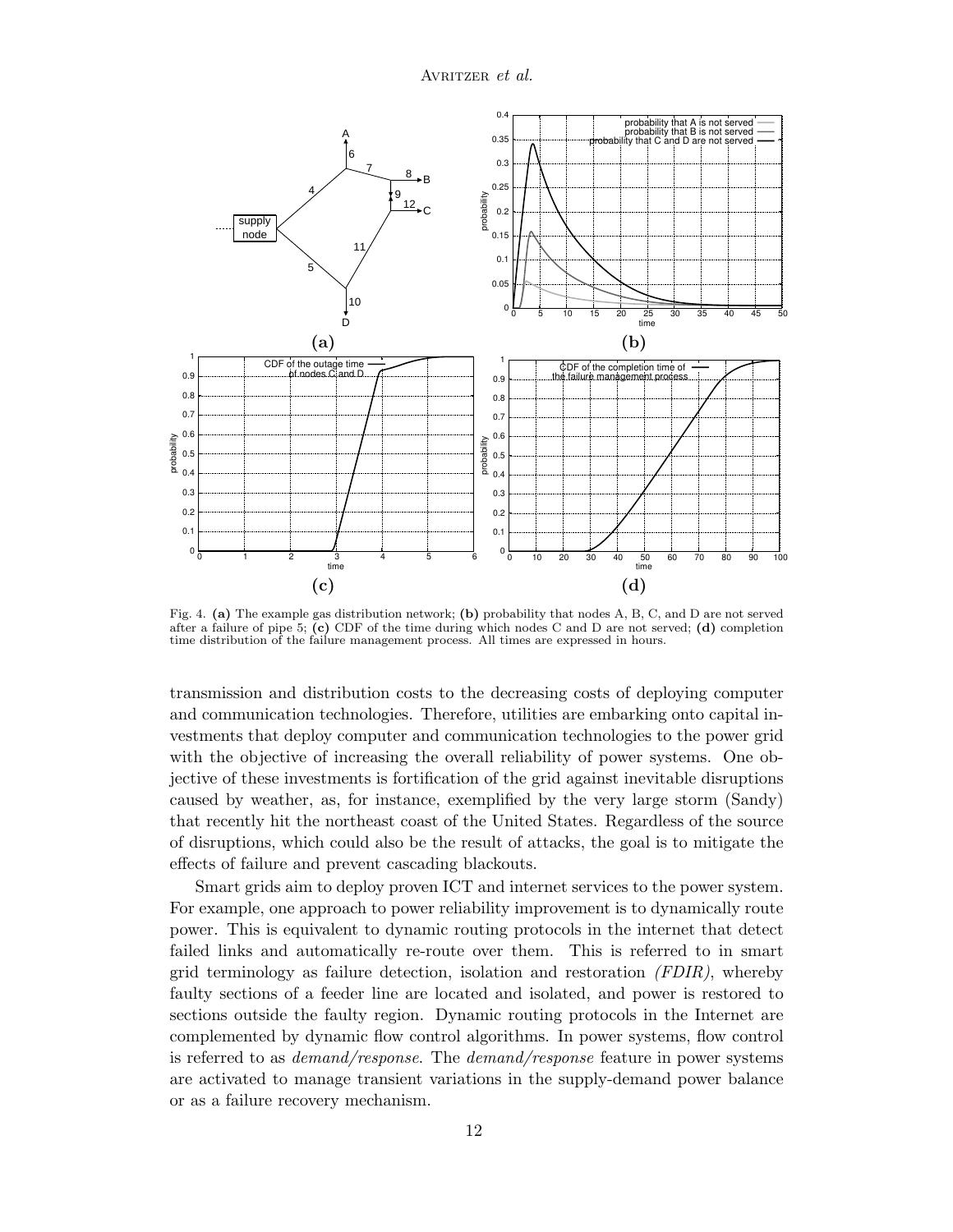Fig. 4. **(a)** The example gas distribution network; **(b)** probability that nodes A, B, C, and D are not served after a failure of pipe 5; **(c)** CDF of the time during which nodes C and D are not served; **(d)** completion time distribution of the failure management process. All times are expressed in hours.

transmission and distribution costs to the decreasing costs of deploying computer and communication technologies. Therefore, utilities are embarking onto capital investments that deploy computer and communication technologies to the power grid with the objective of increasing the overall reliability of power systems. One objective of these investments is fortification of the grid against inevitable disruptions caused by weather, as, for instance, exemplified by the very large storm (Sandy) that recently hit the northeast coast of the United States. Regardless of the source of disruptions, which could also be the result of attacks, the goal is to mitigate the effects of failure and prevent cascading blackouts.

Smart grids aim to deploy proven ICT and internet services to the power system. For example, one approach to power reliability improvement is to dynamically route power. This is equivalent to dynamic routing protocols in the internet that detect failed links and automatically re-route over them. This is referred to in smart grid terminology as failure detection, isolation and restoration *(FDIR)*, whereby faulty sections of a feeder line are located and isolated, and power is restored to sections outside the faulty region. Dynamic routing protocols in the Internet are complemented by dynamic flow control algorithms. In power systems, flow control is referred to as *demand/response*. The *demand/response* feature in power systems are activated to manage transient variations in the supply-demand power balance or as a failure recovery mechanism.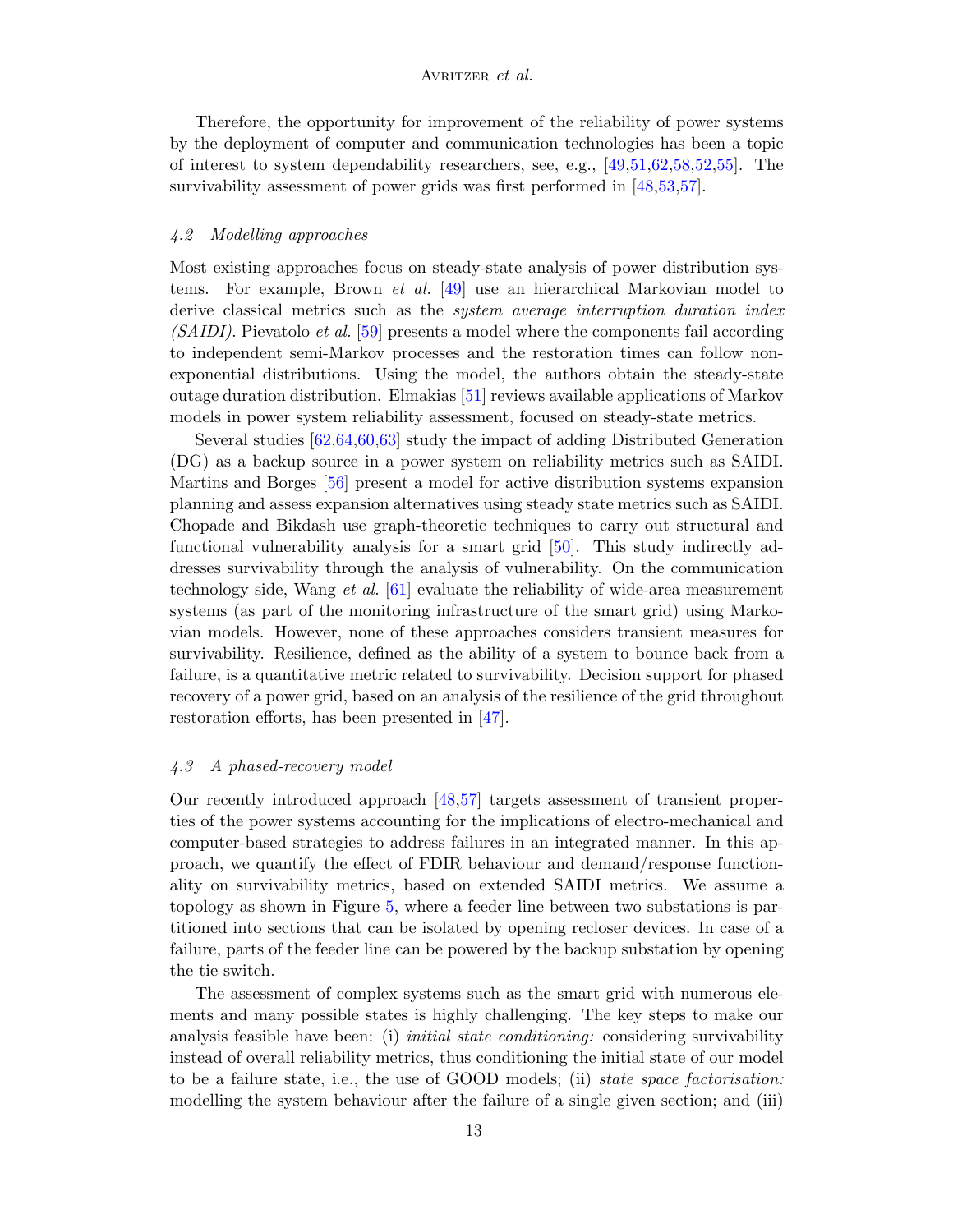Therefore, the opportunity for improvement of the reliability of power systems by the deployment of computer and communication technologies has been a topic of interest to system dependability researchers, see, e.g., [49,51,62,58,52,55]. The survivability assessment of power grids was first performed in [48,53,57].

### *4.2 Modelling approaches*

Most existing approaches focus on steady-state analysis of power distribution systems. For example, Brown *et al.* [49] use an hierarchical Markovian model to derive classical metrics such as the *system average interruption duration index (SAIDI)*. Pievatolo *et al.* [59] presents a model where the components fail according to independent semi-Markov processes and the restoration times can follow non-exponential distributions. Using the model, the authors obtain the steady-state outage duration distribution. Elmakias [51] reviews available applications of Markov models in power system reliability assessment, focused on steady-state metrics.

Several studies [62,64,60,63] study the impact of adding Distributed Generation (DG) as a backup source in a power system on reliability metrics such as SAIDI. Martins and Borges [56] present a model for active distribution systems expansion planning and assess expansion alternatives using steady state metrics such as SAIDI. Chopade and Bikdash use graph-theoretic techniques to carry out structural and functional vulnerability analysis for a smart grid [50]. This study indirectly addresses survivability through the analysis of vulnerability. On the communication technology side, Wang *et al.* [61] evaluate the reliability of wide-area measurement systems (as part of the monitoring infrastructure of the smart grid) using Markovian models. However, none of these approaches considers transient measures for survivability. Resilience, defined as the ability of a system to bounce back from a failure, is a quantitative metric related to survivability. Decision support for phased recovery of a power grid, based on an analysis of the resilience of the grid throughout restoration efforts, has been presented in [47].

### *4.3 A phased-recovery model*

Our recently introduced approach [48,57] targets assessment of transient properties of the power systems accounting for the implications of electro-mechanical and computer-based strategies to address failures in an integrated manner. In this approach, we quantify the effect of FDIR behaviour and demand/response functionality on survivability metrics, based on extended SAIDI metrics. We assume a topology as shown in Figure 5, where a feeder line between two substations is partitioned into sections that can be isolated by opening recloser devices. In case of a failure, parts of the feeder line can be powered by the backup substation by opening the tie switch.

The assessment of complex systems such as the smart grid with numerous elements and many possible states is highly challenging. The key steps to make our analysis feasible have been: (i) *initial state conditioning:* considering survivability instead of overall reliability metrics, thus conditioning the initial state of our model to be a failure state, i.e., the use of GOOD models; (ii) *state space factorisation:* modelling the system behaviour after the failure of a single given section; and (iii)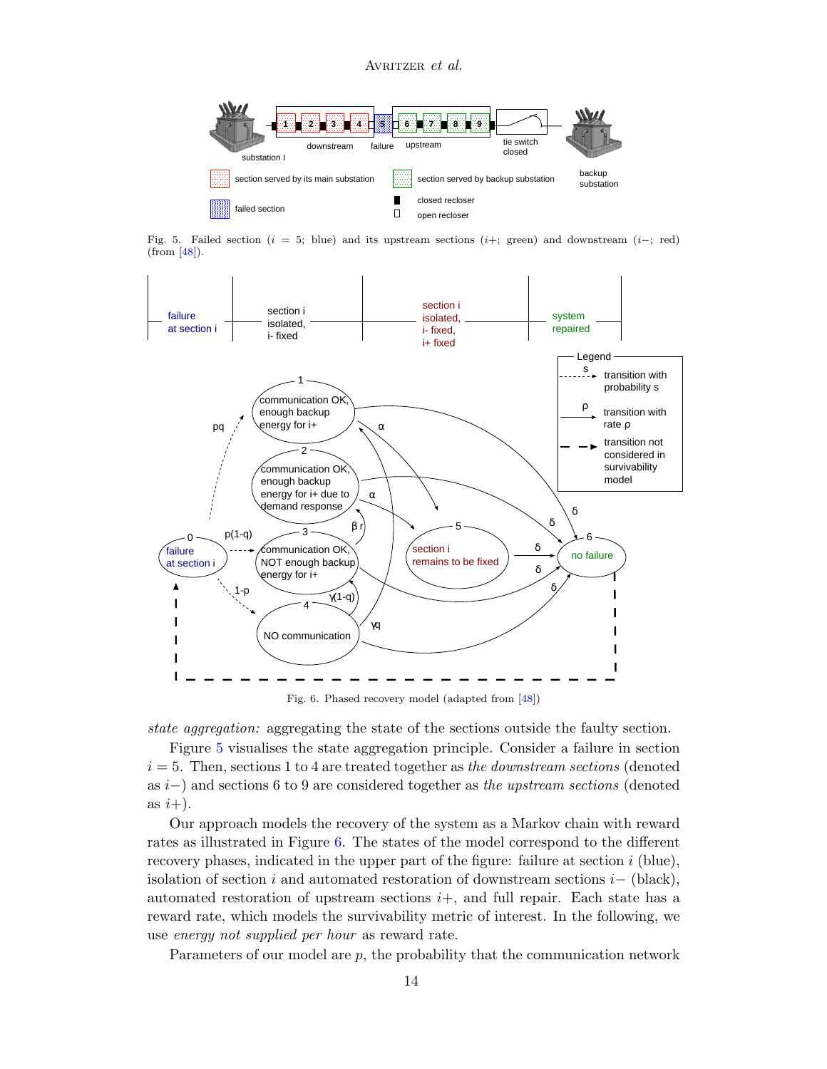Fig. 5. Failed section ($i = 5$; blue) and its upstream sections ($i+$; green) and downstream ($i-$; red) (from [48]).

Fig. 6. Phased recovery model (adapted from [48])

*state aggregation:* aggregating the state of the sections outside the faulty section.

Figure 5 visualises the state aggregation principle. Consider a failure in section $i = 5$. Then, sections 1 to 4 are treated together as *the downstream sections* (denoted as $i-$) and sections 6 to 9 are considered together as *the upstream sections* (denoted as $i+$).

Our approach models the recovery of the system as a Markov chain with reward rates as illustrated in Figure 6. The states of the model correspond to the different recovery phases, indicated in the upper part of the figure: failure at section $i$ (blue), isolation of section $i$ and automated restoration of downstream sections $i-$ (black), automated restoration of upstream sections $i+$, and full repair. Each state has a reward rate, which models the survivability metric of interest. In the following, we use *energy not supplied per hour* as reward rate.

Parameters of our model are $p$, the probability that the communication network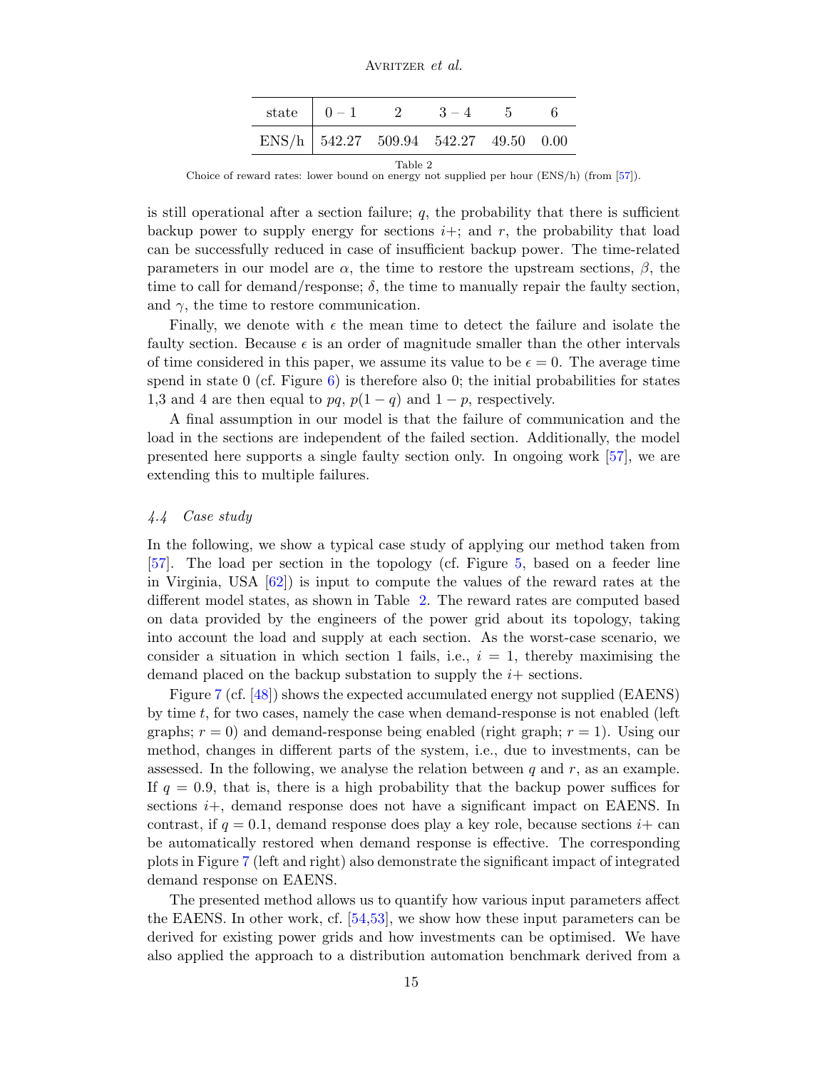| state | $0-1$ | 2 | $3-4$ | 5 | 6 |
|---|---|---|---|---|---|
| ENS/h | 542.27 | 509.94 | 542.27 | 49.50 | 0.00 |

Table 2
Choice of reward rates: lower bound on energy not supplied per hour (ENS/h) (from [57]).

is still operational after a section failure; $q$, the probability that there is sufficient backup power to supply energy for sections $i+$; and $r$, the probability that load can be successfully reduced in case of insufficient backup power. The time-related parameters in our model are $\alpha$, the time to restore the upstream sections, $\beta$, the time to call for demand/response; $\delta$, the time to manually repair the faulty section, and $\gamma$, the time to restore communication.

Finally, we denote with $\epsilon$ the mean time to detect the failure and isolate the faulty section. Because $\epsilon$ is an order of magnitude smaller than the other intervals of time considered in this paper, we assume its value to be $\epsilon = 0$. The average time spend in state 0 (cf. Figure 6) is therefore also 0; the initial probabilities for states 1,3 and 4 are then equal to $pq$, $p(1-q)$ and $1-p$, respectively.

A final assumption in our model is that the failure of communication and the load in the sections are independent of the failed section. Additionally, the model presented here supports a single faulty section only. In ongoing work [57], we are extending this to multiple failures.

### *4.4 Case study*

In the following, we show a typical case study of applying our method taken from [57]. The load per section in the topology (cf. Figure 5, based on a feeder line in Virginia, USA [62]) is input to compute the values of the reward rates at the different model states, as shown in Table 2. The reward rates are computed based on data provided by the engineers of the power grid about its topology, taking into account the load and supply at each section. As the worst-case scenario, we consider a situation in which section 1 fails, i.e., $i = 1$, thereby maximising the demand placed on the backup substation to supply the $i+$ sections.

Figure 7 (cf. [48]) shows the expected accumulated energy not supplied (EAENS) by time $t$, for two cases, namely the case when demand-response is not enabled (left graphs; $r = 0$) and demand-response being enabled (right graph; $r = 1$). Using our method, changes in different parts of the system, i.e., due to investments, can be assessed. In the following, we analyse the relation between $q$ and $r$, as an example. If $q = 0.9$, that is, there is a high probability that the backup power suffices for sections $i+$, demand response does not have a significant impact on EAENS. In contrast, if $q = 0.1$, demand response does play a key role, because sections $i+$ can be automatically restored when demand response is effective. The corresponding plots in Figure 7 (left and right) also demonstrate the significant impact of integrated demand response on EAENS.

The presented method allows us to quantify how various input parameters affect the EAENS. In other work, cf. [54,53], we show how these input parameters can be derived for existing power grids and how investments can be optimised. We have also applied the approach to a distribution automation benchmark derived from a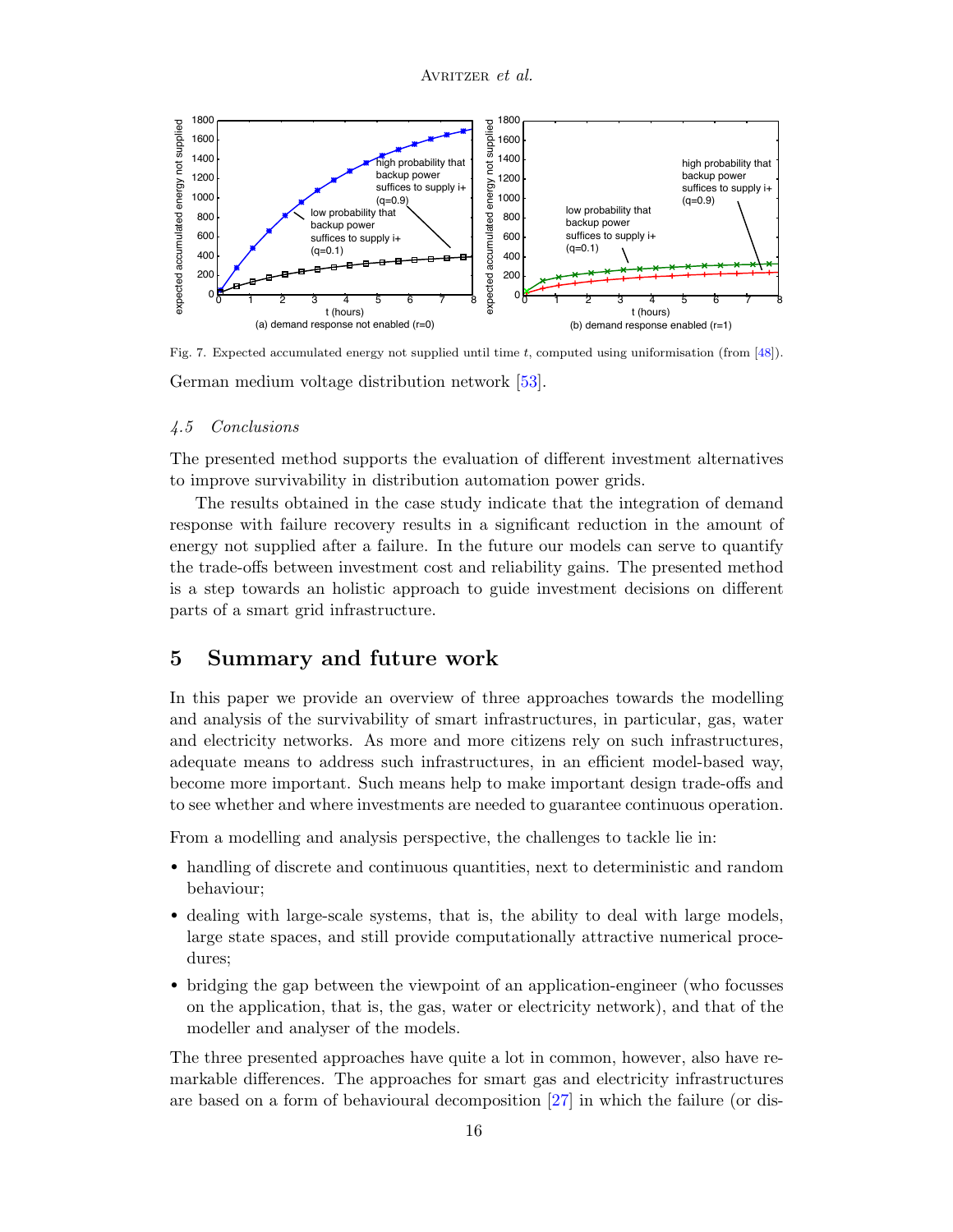Fig. 7. Expected accumulated energy not supplied until time $t$, computed using uniformisation (from [48]).

German medium voltage distribution network [53].

### 4.5 Conclusions

The presented method supports the evaluation of different investment alternatives to improve survivability in distribution automation power grids.

The results obtained in the case study indicate that the integration of demand response with failure recovery results in a significant reduction in the amount of energy not supplied after a failure. In the future our models can serve to quantify the trade-offs between investment cost and reliability gains. The presented method is a step towards an holistic approach to guide investment decisions on different parts of a smart grid infrastructure.

## 5 Summary and future work

In this paper we provide an overview of three approaches towards the modelling and analysis of the survivability of smart infrastructures, in particular, gas, water and electricity networks. As more and more citizens rely on such infrastructures, adequate means to address such infrastructures, in an efficient model-based way, become more important. Such means help to make important design trade-offs and to see whether and where investments are needed to guarantee continuous operation.

From a modelling and analysis perspective, the challenges to tackle lie in:

- handling of discrete and continuous quantities, next to deterministic and random behaviour;
- dealing with large-scale systems, that is, the ability to deal with large models, large state spaces, and still provide computationally attractive numerical procedures;
- bridging the gap between the viewpoint of an application-engineer (who focusses on the application, that is, the gas, water or electricity network), and that of the modeller and analyser of the models.

The three presented approaches have quite a lot in common, however, also have remarkable differences. The approaches for smart gas and electricity infrastructures are based on a form of behavioural decomposition [27] in which the failure (or dis-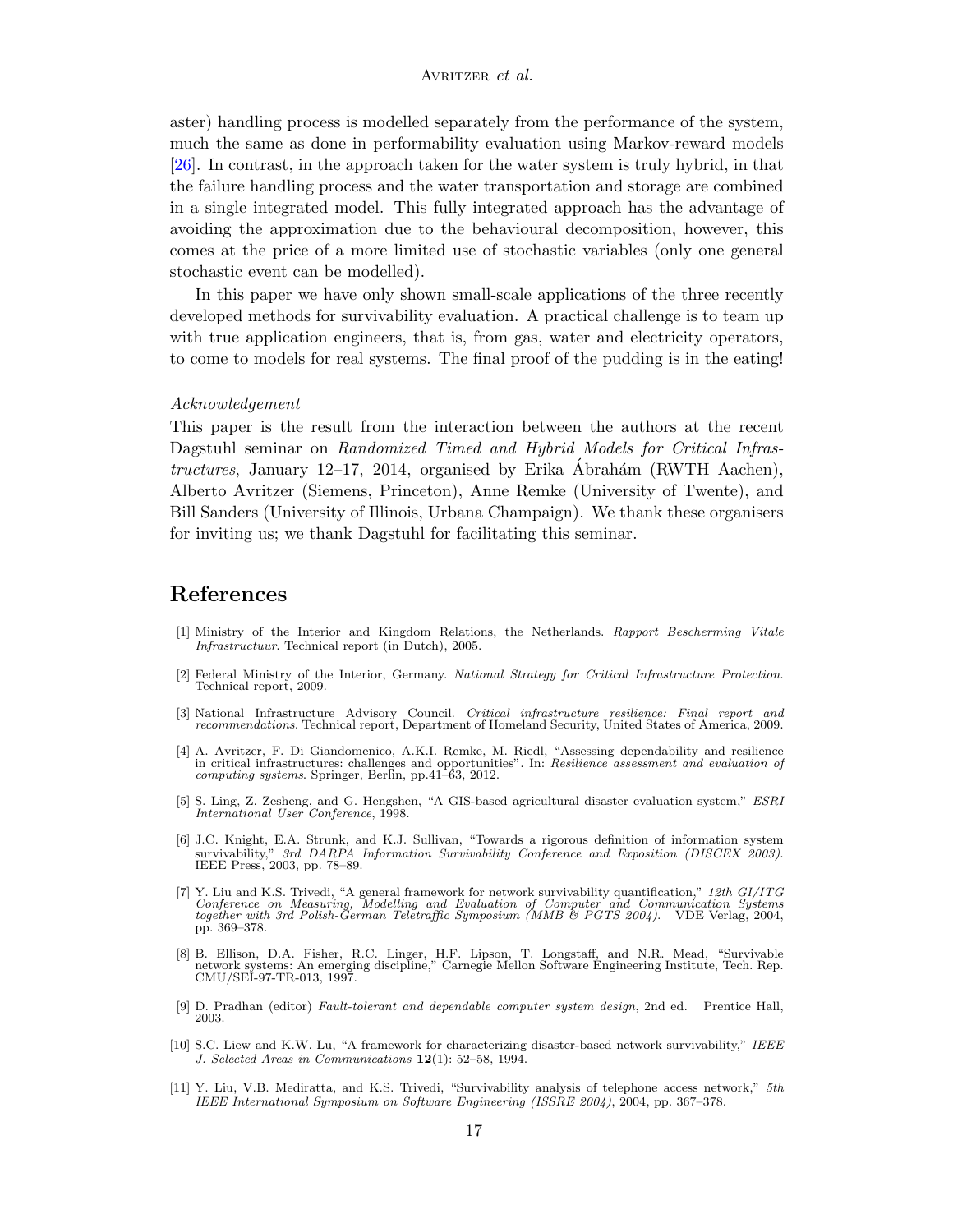aster) handling process is modelled separately from the performance of the system, much the same as done in performability evaluation using Markov-reward models [26]. In contrast, in the approach taken for the water system is truly hybrid, in that the failure handling process and the water transportation and storage are combined in a single integrated model. This fully integrated approach has the advantage of avoiding the approximation due to the behavioural decomposition, however, this comes at the price of a more limited use of stochastic variables (only one general stochastic event can be modelled).

In this paper we have only shown small-scale applications of the three recently developed methods for survivability evaluation. A practical challenge is to team up with true application engineers, that is, from gas, water and electricity operators, to come to models for real systems. The final proof of the pudding is in the eating!

*Acknowledgement*

This paper is the result from the interaction between the authors at the recent Dagstuhl seminar on *Randomized Timed and Hybrid Models for Critical Infrastructures*, January 12–17, 2014, organised by Erika Ábrahám (RWTH Aachen), Alberto Avritzer (Siemens, Princeton), Anne Remke (University of Twente), and Bill Sanders (University of Illinois, Urbana Champaign). We thank these organisers for inviting us; we thank Dagstuhl for facilitating this seminar.

## References

[1] Ministry of the Interior and Kingdom Relations, the Netherlands. *Rapport Bescherming Vitale Infrastructuur*. Technical report (in Dutch), 2005.

[2] Federal Ministry of the Interior, Germany. *National Strategy for Critical Infrastructure Protection*. Technical report, 2009.

[3] National Infrastructure Advisory Council. *Critical infrastructure resilience: Final report and recommendations*. Technical report, Department of Homeland Security, United States of America, 2009.

[4] A. Avritzer, F. Di Giandomenico, A.K.I. Remke, M. Riedl, "Assessing dependability and resilience in critical infrastructures: challenges and opportunities". In: *Resilience assessment and evaluation of computing systems*. Springer, Berlin, pp.41–63, 2012.

[5] S. Ling, Z. Zesheng, and G. Hengshen, "A GIS-based agricultural disaster evaluation system," *ESRI International User Conference*, 1998.

[6] J.C. Knight, E.A. Strunk, and K.J. Sullivan, "Towards a rigorous definition of information system survivability," *3rd DARPA Information Survivability Conference and Exposition (DISCEX 2003)*. IEEE Press, 2003, pp. 78–89.

[7] Y. Liu and K.S. Trivedi, "A general framework for network survivability quantification," *12th GI/ITG Conference on Measuring, Modelling and Evaluation of Computer and Communication Systems together with 3rd Polish-German Teletraffic Symposium (MMB & PGTS 2004)*. VDE Verlag, 2004, pp. 369–378.

[8] B. Ellison, D.A. Fisher, R.C. Linger, H.F. Lipson, T. Longstaff, and N.R. Mead, "Survivable network systems: An emerging discipline," Carnegie Mellon Software Engineering Institute, Tech. Rep. CMU/SEI-97-TR-013, 1997.

[9] D. Pradhan (editor) *Fault-tolerant and dependable computer system design*, 2nd ed. Prentice Hall, 2003.

[10] S.C. Liew and K.W. Lu, "A framework for characterizing disaster-based network survivability," *IEEE J. Selected Areas in Communications* **12**(1): 52–58, 1994.

[11] Y. Liu, V.B. Mediratta, and K.S. Trivedi, "Survivability analysis of telephone access network," *5th IEEE International Symposium on Software Engineering (ISSRE 2004)*, 2004, pp. 367–378.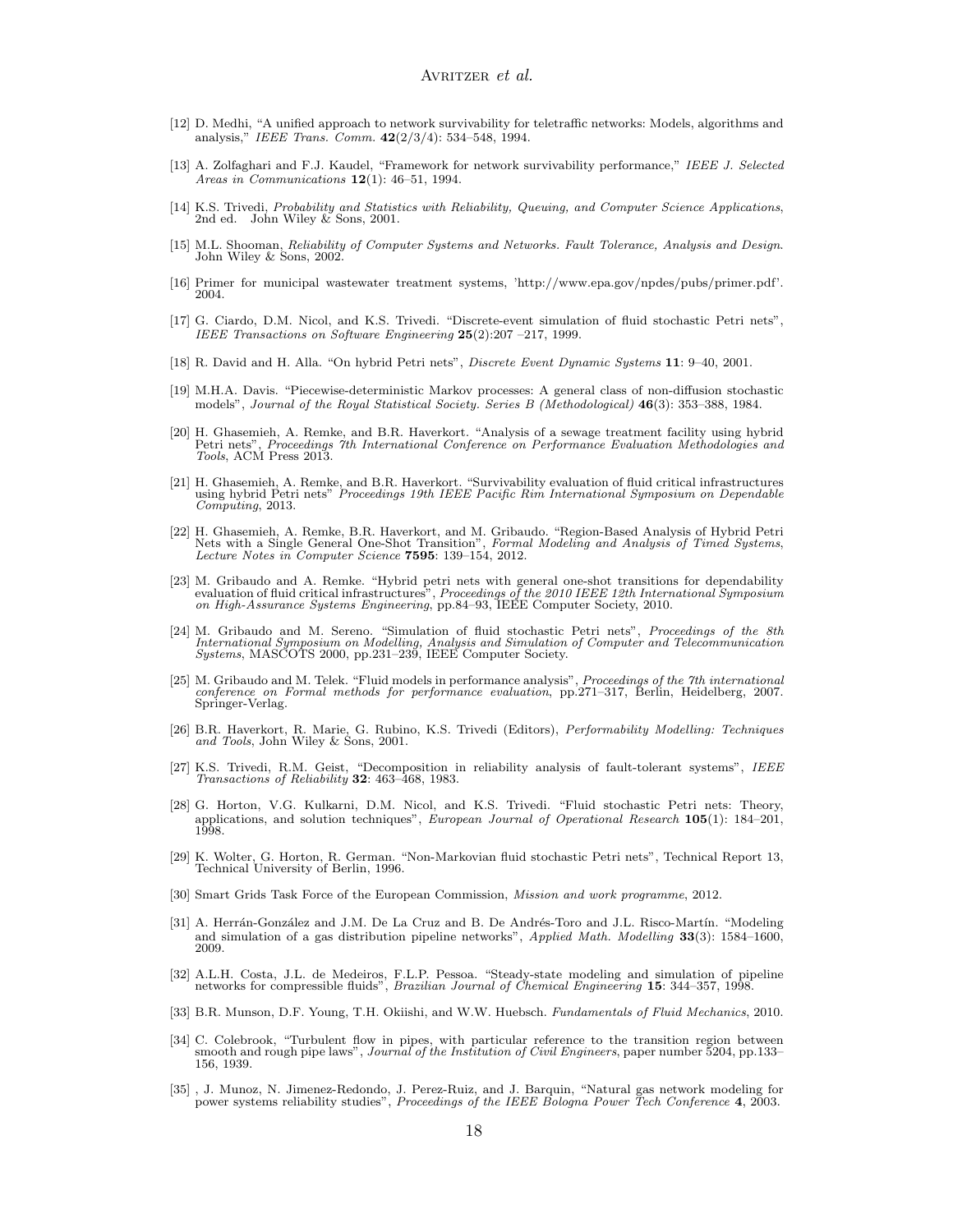[12] D. Medhi, "A unified approach to network survivability for teletraffic networks: Models, algorithms and analysis," *IEEE Trans. Comm.* **42**(2/3/4): 534–548, 1994.

[13] A. Zolfaghari and F.J. Kaudel, "Framework for network survivability performance," *IEEE J. Selected Areas in Communications* **12**(1): 46–51, 1994.

[14] K.S. Trivedi, *Probability and Statistics with Reliability, Queuing, and Computer Science Applications*, 2nd ed. John Wiley & Sons, 2001.

[15] M.L. Shooman, *Reliability of Computer Systems and Networks. Fault Tolerance, Analysis and Design*. John Wiley & Sons, 2002.

[16] Primer for municipal wastewater treatment systems, 'http://www.epa.gov/npdes/pubs/primer.pdf'. 2004.

[17] G. Ciardo, D.M. Nicol, and K.S. Trivedi. "Discrete-event simulation of fluid stochastic Petri nets", *IEEE Transactions on Software Engineering* **25**(2):207 –217, 1999.

[18] R. David and H. Alla. "On hybrid Petri nets", *Discrete Event Dynamic Systems* **11**: 9–40, 2001.

[19] M.H.A. Davis. "Piecewise-deterministic Markov processes: A general class of non-diffusion stochastic models", *Journal of the Royal Statistical Society. Series B (Methodological)* **46**(3): 353–388, 1984.

[20] H. Ghasemieh, A. Remke, and B.R. Haverkort. "Analysis of a sewage treatment facility using hybrid Petri nets", *Proceedings 7th International Conference on Performance Evaluation Methodologies and Tools*, ACM Press 2013.

[21] H. Ghasemieh, A. Remke, and B.R. Haverkort. "Survivability evaluation of fluid critical infrastructures using hybrid Petri nets" *Proceedings 19th IEEE Pacific Rim International Symposium on Dependable Computing*, 2013.

[22] H. Ghasemieh, A. Remke, B.R. Haverkort, and M. Gribaudo. "Region-Based Analysis of Hybrid Petri Nets with a Single General One-Shot Transition", *Formal Modeling and Analysis of Timed Systems, Lecture Notes in Computer Science* **7595**: 139–154, 2012.

[23] M. Gribaudo and A. Remke. "Hybrid petri nets with general one-shot transitions for dependability evaluation of fluid critical infrastructures", *Proceedings of the 2010 IEEE 12th International Symposium on High-Assurance Systems Engineering*, pp.84–93, IEEE Computer Society, 2010.

[24] M. Gribaudo and M. Sereno. "Simulation of fluid stochastic Petri nets", *Proceedings of the 8th International Symposium on Modelling, Analysis and Simulation of Computer and Telecommunication Systems*, MASCOTS 2000, pp.231–239, IEEE Computer Society.

[25] M. Gribaudo and M. Telek. "Fluid models in performance analysis", *Proceedings of the 7th international conference on Formal methods for performance evaluation*, pp.271–317, Berlin, Heidelberg, 2007. Springer-Verlag.

[26] B.R. Haverkort, R. Marie, G. Rubino, K.S. Trivedi (Editors), *Performability Modelling: Techniques and Tools*, John Wiley & Sons, 2001.

[27] K.S. Trivedi, R.M. Geist, "Decomposition in reliability analysis of fault-tolerant systems", *IEEE Transactions of Reliability* **32**: 463–468, 1983.

[28] G. Horton, V.G. Kulkarni, D.M. Nicol, and K.S. Trivedi. "Fluid stochastic Petri nets: Theory, applications, and solution techniques", *European Journal of Operational Research* **105**(1): 184–201, 1998.

[29] K. Wolter, G. Horton, R. German. "Non-Markovian fluid stochastic Petri nets", Technical Report 13, Technical University of Berlin, 1996.

[30] Smart Grids Task Force of the European Commission, *Mission and work programme*, 2012.

[31] A. Herrán-González and J.M. De La Cruz and B. De Andrés-Toro and J.L. Risco-Martín. "Modeling and simulation of a gas distribution pipeline networks", *Applied Math. Modelling* **33**(3): 1584–1600, 2009.

[32] A.L.H. Costa, J.L. de Medeiros, F.L.P. Pessoa. "Steady-state modeling and simulation of pipeline networks for compressible fluids", *Brazilian Journal of Chemical Engineering* **15**: 344–357, 1998.

[33] B.R. Munson, D.F. Young, T.H. Okiishi, and W.W. Huebsch. *Fundamentals of Fluid Mechanics*, 2010.

[34] C. Colebrook, "Turbulent flow in pipes, with particular reference to the transition region between smooth and rough pipe laws", *Journal of the Institution of Civil Engineers*, paper number 5204, pp.133–156, 1939.

[35] , J. Munoz, N. Jimenez-Redondo, J. Perez-Ruiz, and J. Barquin, "Natural gas network modeling for power systems reliability studies", *Proceedings of the IEEE Bologna Power Tech Conference* **4**, 2003.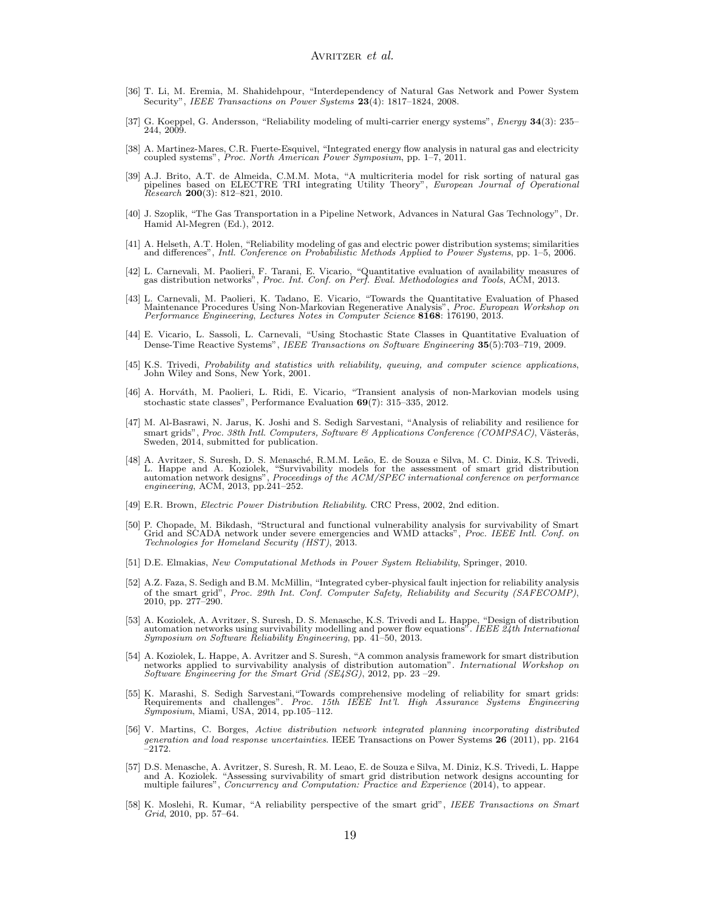[36] T. Li, M. Eremia, M. Shahidehpour, "Interdependency of Natural Gas Network and Power System Security", *IEEE Transactions on Power Systems* **23**(4): 1817–1824, 2008.

[37] G. Koeppel, G. Andersson, "Reliability modeling of multi-carrier energy systems", *Energy* **34**(3): 235–244, 2009.

[38] A. Martinez-Mares, C.R. Fuerte-Esquivel, "Integrated energy flow analysis in natural gas and electricity coupled systems", *Proc. North American Power Symposium*, pp. 1–7, 2011.

[39] A.J. Brito, A.T. de Almeida, C.M.M. Mota, "A multicriteria model for risk sorting of natural gas pipelines based on ELECTRE TRI integrating Utility Theory", *European Journal of Operational Research* **200**(3): 812–821, 2010.

[40] J. Szoplik, "The Gas Transportation in a Pipeline Network, Advances in Natural Gas Technology", Dr. Hamid Al-Megren (Ed.), 2012.

[41] A. Helseth, A.T. Holen, "Reliability modeling of gas and electric power distribution systems; similarities and differences", *Intl. Conference on Probabilistic Methods Applied to Power Systems*, pp. 1–5, 2006.

[42] L. Carnevali, M. Paolieri, F. Tarani, E. Vicario, "Quantitative evaluation of availability measures of gas distribution networks", *Proc. Int. Conf. on Perf. Eval. Methodologies and Tools*, ACM, 2013.

[43] L. Carnevali, M. Paolieri, K. Tadano, E. Vicario, "Towards the Quantitative Evaluation of Phased Maintenance Procedures Using Non-Markovian Regenerative Analysis", *Proc. European Workshop on Performance Engineering, Lectures Notes in Computer Science* **8168**: 176190, 2013.

[44] E. Vicario, L. Sassoli, L. Carnevali, "Using Stochastic State Classes in Quantitative Evaluation of Dense-Time Reactive Systems", *IEEE Transactions on Software Engineering* **35**(5):703–719, 2009.

[45] K.S. Trivedi, *Probability and statistics with reliability, queuing, and computer science applications*, John Wiley and Sons, New York, 2001.

[46] A. Horváth, M. Paolieri, L. Ridi, E. Vicario, "Transient analysis of non-Markovian models using stochastic state classes", Performance Evaluation **69**(7): 315–335, 2012.

[47] M. Al-Basrawi, N. Jarus, K. Joshi and S. Sedigh Sarvestani, "Analysis of reliability and resilience for smart grids", *Proc. 38th Intl. Computers, Software & Applications Conference (COMPSAC)*, Västerås, Sweden, 2014, submitted for publication.

[48] A. Avritzer, S. Suresh, D. S. Menasché, R.M.M. Leão, E. de Souza e Silva, M. C. Diniz, K.S. Trivedi, L. Happe and A. Koziolek, "Survivability models for the assessment of smart grid distribution automation network designs", *Proceedings of the ACM/SPEC international conference on performance engineering*, ACM, 2013, pp.241–252.

[49] E.R. Brown, *Electric Power Distribution Reliability*. CRC Press, 2002, 2nd edition.

[50] P. Chopade, M. Bikdash, "Structural and functional vulnerability analysis for survivability of Smart Grid and SCADA network under severe emergencies and WMD attacks", *Proc. IEEE Intl. Conf. on Technologies for Homeland Security (HST)*, 2013.

[51] D.E. Elmakias, *New Computational Methods in Power System Reliability*, Springer, 2010.

[52] A.Z. Faza, S. Sedigh and B.M. McMillin, "Integrated cyber-physical fault injection for reliability analysis of the smart grid", *Proc. 29th Int. Conf. Computer Safety, Reliability and Security (SAFECOMP)*, 2010, pp. 277–290.

[53] A. Koziolek, A. Avritzer, S. Suresh, D. S. Menasche, K.S. Trivedi and L. Happe, "Design of distribution automation networks using survivability modelling and power flow equations". *IEEE 24th International Symposium on Software Reliability Engineering*, pp. 41–50, 2013.

[54] A. Koziolek, L. Happe, A. Avritzer and S. Suresh, "A common analysis framework for smart distribution networks applied to survivability analysis of distribution automation". *International Workshop on Software Engineering for the Smart Grid (SE4SG)*, 2012, pp. 23 –29.

[55] K. Marashi, S. Sedigh Sarvestani,"Towards comprehensive modeling of reliability for smart grids: Requirements and challenges". *Proc. 15th IEEE Int'l. High Assurance Systems Engineering Symposium*, Miami, USA, 2014, pp.105–112.

[56] V. Martins, C. Borges, *Active distribution network integrated planning incorporating distributed generation and load response uncertainties*. IEEE Transactions on Power Systems **26** (2011), pp. 2164 –2172.

[57] D.S. Menasche, A. Avritzer, S. Suresh, R. M. Leao, E. de Souza e Silva, M. Diniz, K.S. Trivedi, L. Happe and A. Koziolek. "Assessing survivability of smart grid distribution network designs accounting for multiple failures", *Concurrency and Computation: Practice and Experience* (2014), to appear.

[58] K. Moslehi, R. Kumar, "A reliability perspective of the smart grid", *IEEE Transactions on Smart Grid*, 2010, pp. 57–64.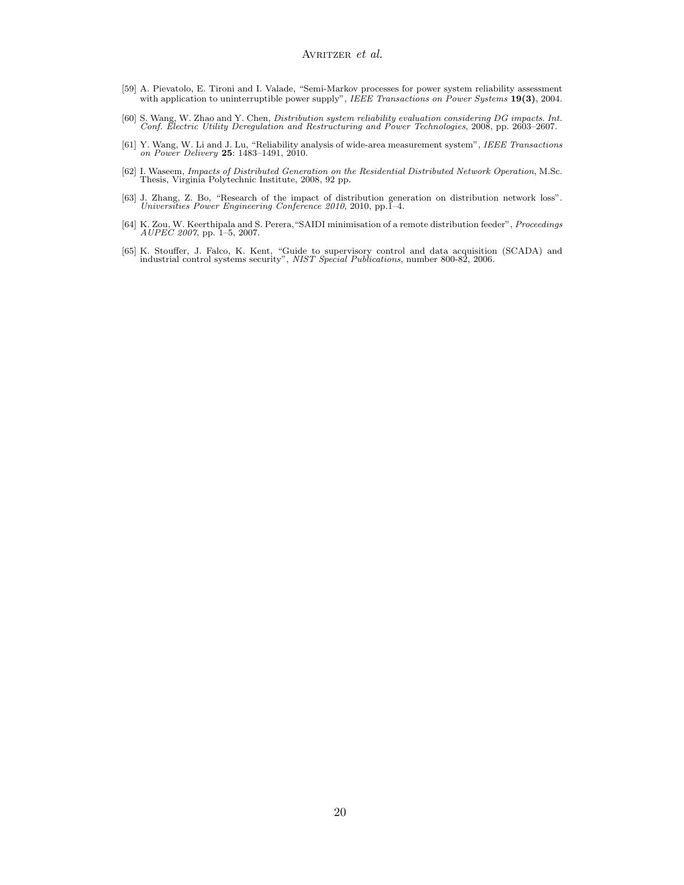[59] A. Pievatolo, E. Tironi and I. Valade, “Semi-Markov processes for power system reliability assessment with application to uninterruptible power supply”, *IEEE Transactions on Power Systems* **19(3)**, 2004.

[60] S. Wang, W. Zhao and Y. Chen, *Distribution system reliability evaluation considering DG impacts. Int. Conf. Electric Utility Deregulation and Restructuring and Power Technologies*, 2008, pp. 2603–2607.

[61] Y. Wang, W. Li and J. Lu, “Reliability analysis of wide-area measurement system”, *IEEE Transactions on Power Delivery* **25**: 1483–1491, 2010.

[62] I. Waseem, *Impacts of Distributed Generation on the Residential Distributed Network Operation*, M.Sc. Thesis, Virginia Polytechnic Institute, 2008, 92 pp.

[63] J. Zhang, Z. Bo, “Research of the impact of distribution generation on distribution network loss”. *Universities Power Engineering Conference 2010*, 2010, pp.1–4.

[64] K. Zou, W. Keerthipala and S. Perera,“SAIDI minimisation of a remote distribution feeder”, *Proceedings AUPEC 2007*, pp. 1–5, 2007.

[65] K. Stouffer, J. Falco, K. Kent, “Guide to supervisory control and data acquisition (SCADA) and industrial control systems security”, *NIST Special Publications*, number 800-82, 2006.